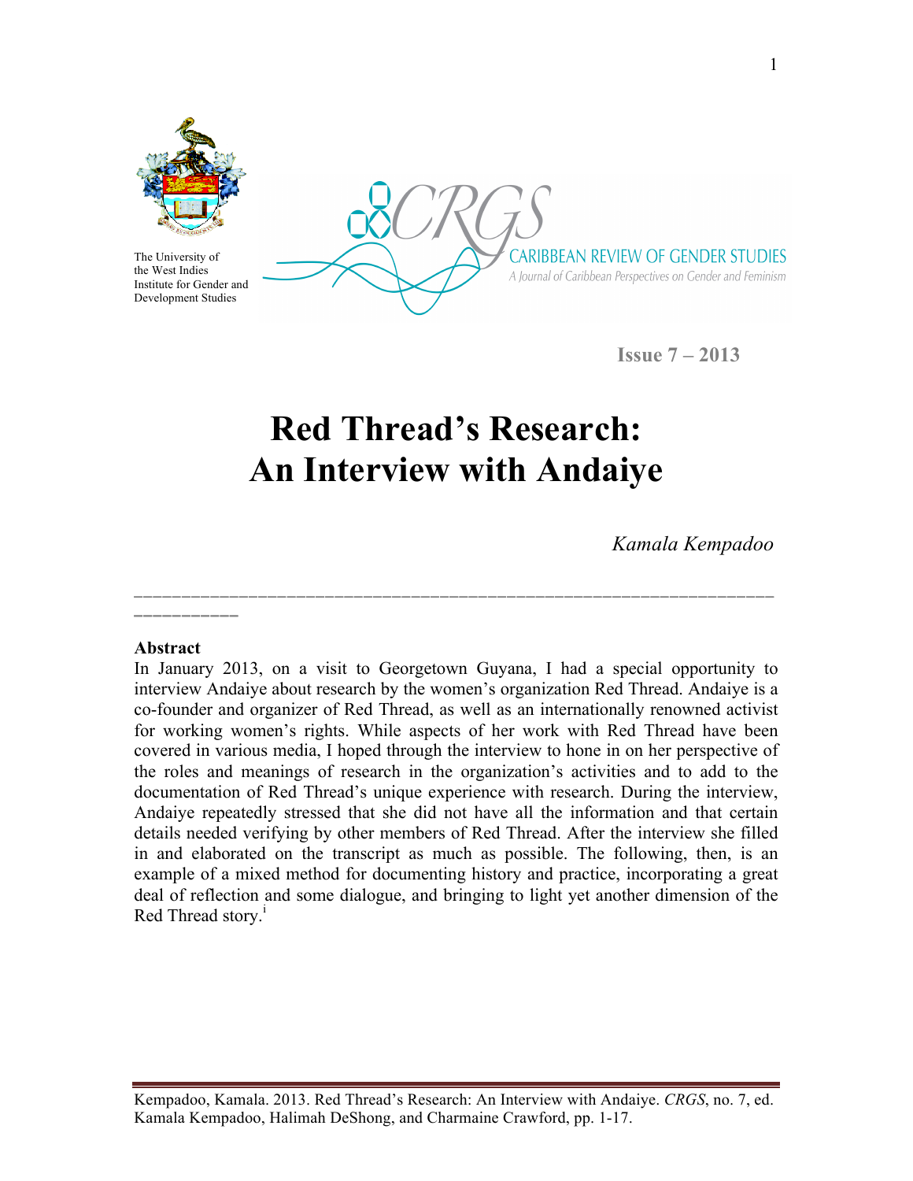The University of the West Indies Institute for Gender and Development Studies

CRGS CARIBBEAN REVIEW OF GENDER STUDIES

*A Journal of Caribbean Perspectives on Gender and Feminism*

**Issue 7 – 2013**

# Red Thread's Research: An Interview with Andaiye

*Kamala Kempadoo*

---

**Abstract**

In January 2013, on a visit to Georgetown Guyana, I had a special opportunity to interview Andaiye about research by the women's organization Red Thread. Andaiye is a co-founder and organizer of Red Thread, as well as an internationally renowned activist for working women's rights. While aspects of her work with Red Thread have been covered in various media, I hoped through the interview to hone in on her perspective of the roles and meanings of research in the organization's activities and to add to the documentation of Red Thread's unique experience with research. During the interview, Andaiye repeatedly stressed that she did not have all the information and that certain details needed verifying by other members of Red Thread. After the interview she filled in and elaborated on the transcript as much as possible. The following, then, is an example of a mixed method for documenting history and practice, incorporating a great deal of reflection and some dialogue, and bringing to light yet another dimension of the Red Thread story.[i]

Kempadoo, Kamala. 2013. Red Thread's Research: An Interview with Andaiye. *CRGS*, no. 7, ed. Kamala Kempadoo, Halimah DeShong, and Charmaine Crawford, pp. 1-17.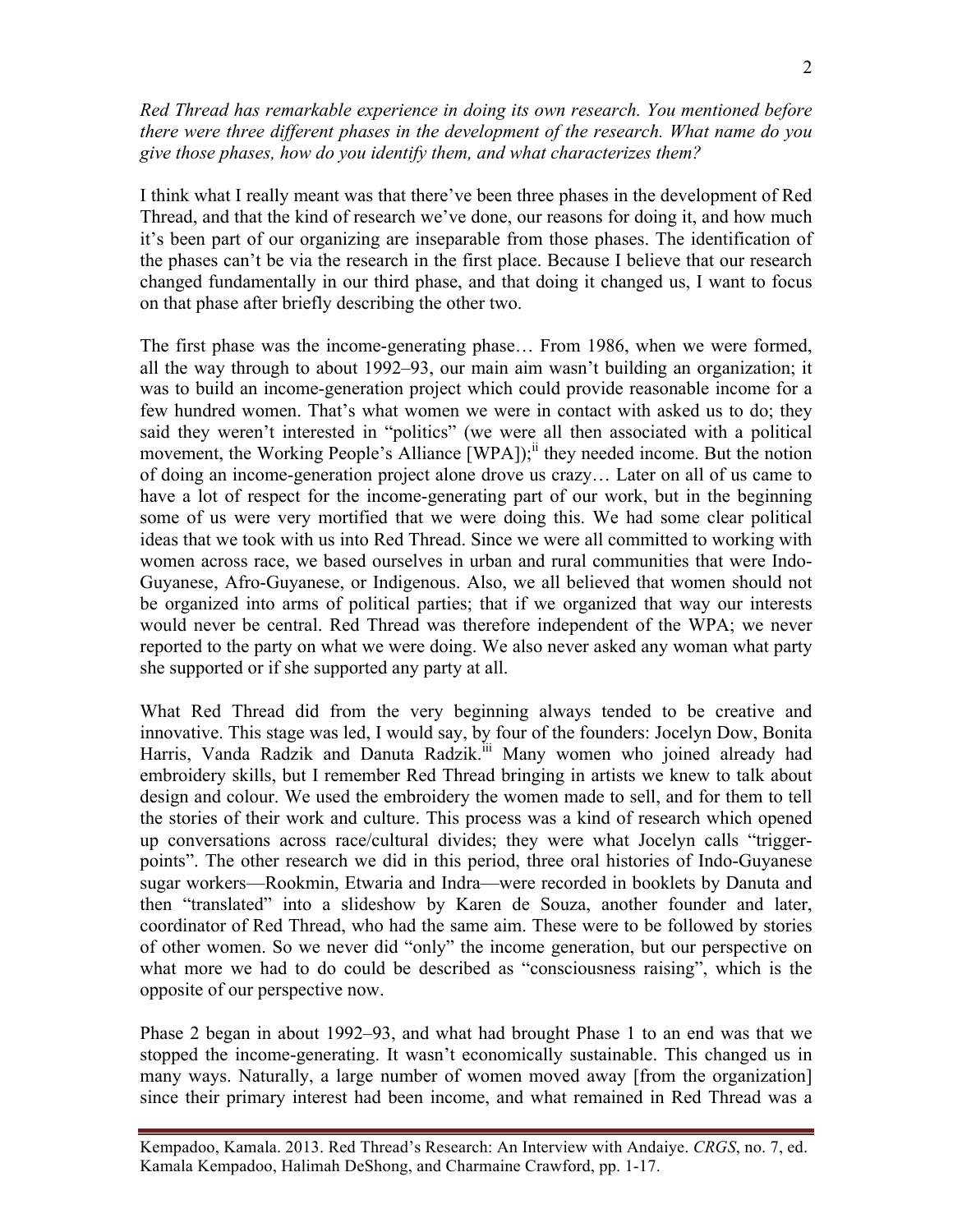*Red Thread has remarkable experience in doing its own research. You mentioned before there were three different phases in the development of the research. What name do you give those phases, how do you identify them, and what characterizes them?*

I think what I really meant was that there've been three phases in the development of Red Thread, and that the kind of research we've done, our reasons for doing it, and how much it's been part of our organizing are inseparable from those phases. The identification of the phases can't be via the research in the first place. Because I believe that our research changed fundamentally in our third phase, and that doing it changed us, I want to focus on that phase after briefly describing the other two.

The first phase was the income-generating phase… From 1986, when we were formed, all the way through to about 1992–93, our main aim wasn't building an organization; it was to build an income-generation project which could provide reasonable income for a few hundred women. That's what women we were in contact with asked us to do; they said they weren't interested in "politics" (we were all then associated with a political movement, the Working People's Alliance [WPA]);[ii] they needed income. But the notion of doing an income-generation project alone drove us crazy… Later on all of us came to have a lot of respect for the income-generating part of our work, but in the beginning some of us were very mortified that we were doing this. We had some clear political ideas that we took with us into Red Thread. Since we were all committed to working with women across race, we based ourselves in urban and rural communities that were Indo-Guyanese, Afro-Guyanese, or Indigenous. Also, we all believed that women should not be organized into arms of political parties; that if we organized that way our interests would never be central. Red Thread was therefore independent of the WPA; we never reported to the party on what we were doing. We also never asked any woman what party she supported or if she supported any party at all.

What Red Thread did from the very beginning always tended to be creative and innovative. This stage was led, I would say, by four of the founders: Jocelyn Dow, Bonita Harris, Vanda Radzik and Danuta Radzik.[iii] Many women who joined already had embroidery skills, but I remember Red Thread bringing in artists we knew to talk about design and colour. We used the embroidery the women made to sell, and for them to tell the stories of their work and culture. This process was a kind of research which opened up conversations across race/cultural divides; they were what Jocelyn calls "trigger-points". The other research we did in this period, three oral histories of Indo-Guyanese sugar workers—Rookmin, Etwaria and Indra—were recorded in booklets by Danuta and then "translated" into a slideshow by Karen de Souza, another founder and later, coordinator of Red Thread, who had the same aim. These were to be followed by stories of other women. So we never did "only" the income generation, but our perspective on what more we had to do could be described as "consciousness raising", which is the opposite of our perspective now.

Phase 2 began in about 1992–93, and what had brought Phase 1 to an end was that we stopped the income-generating. It wasn't economically sustainable. This changed us in many ways. Naturally, a large number of women moved away [from the organization] since their primary interest had been income, and what remained in Red Thread was a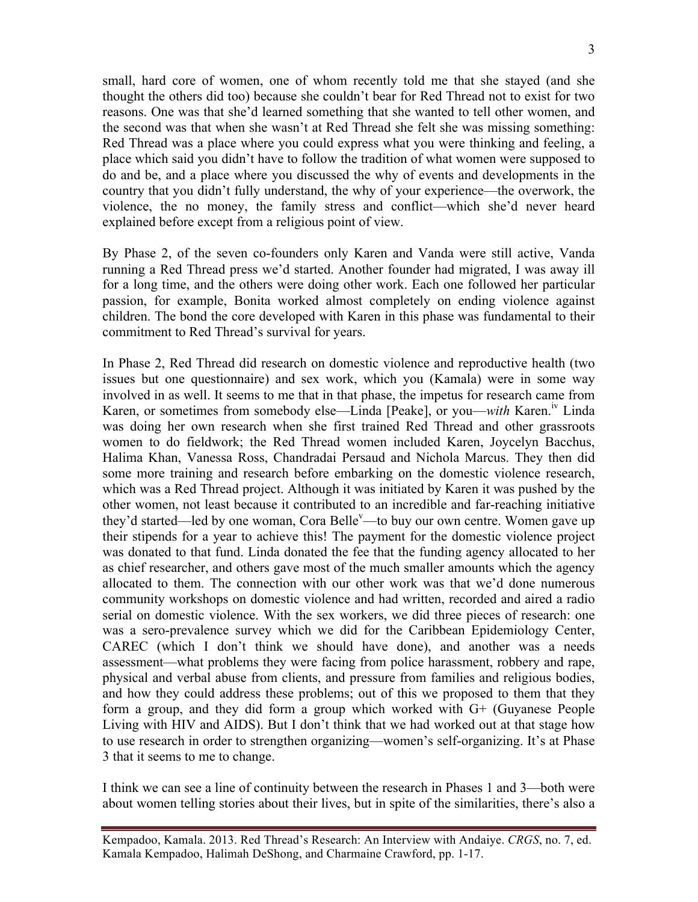small, hard core of women, one of whom recently told me that she stayed (and she thought the others did too) because she couldn't bear for Red Thread not to exist for two reasons. One was that she'd learned something that she wanted to tell other women, and the second was that when she wasn't at Red Thread she felt she was missing something: Red Thread was a place where you could express what you were thinking and feeling, a place which said you didn't have to follow the tradition of what women were supposed to do and be, and a place where you discussed the why of events and developments in the country that you didn't fully understand, the why of your experience—the overwork, the violence, the no money, the family stress and conflict—which she'd never heard explained before except from a religious point of view.

By Phase 2, of the seven co-founders only Karen and Vanda were still active, Vanda running a Red Thread press we'd started. Another founder had migrated, I was away ill for a long time, and the others were doing other work. Each one followed her particular passion, for example, Bonita worked almost completely on ending violence against children. The bond the core developed with Karen in this phase was fundamental to their commitment to Red Thread's survival for years.

In Phase 2, Red Thread did research on domestic violence and reproductive health (two issues but one questionnaire) and sex work, which you (Kamala) were in some way involved in as well. It seems to me that in that phase, the impetus for research came from Karen, or sometimes from somebody else—Linda [Peake], or you—*with* Karen.[iv] Linda was doing her own research when she first trained Red Thread and other grassroots women to do fieldwork; the Red Thread women included Karen, Joycelyn Bacchus, Halima Khan, Vanessa Ross, Chandradai Persaud and Nichola Marcus. They then did some more training and research before embarking on the domestic violence research, which was a Red Thread project. Although it was initiated by Karen it was pushed by the other women, not least because it contributed to an incredible and far-reaching initiative they'd started—led by one woman, Cora Belle[v]—to buy our own centre. Women gave up their stipends for a year to achieve this! The payment for the domestic violence project was donated to that fund. Linda donated the fee that the funding agency allocated to her as chief researcher, and others gave most of the much smaller amounts which the agency allocated to them. The connection with our other work was that we'd done numerous community workshops on domestic violence and had written, recorded and aired a radio serial on domestic violence. With the sex workers, we did three pieces of research: one was a sero-prevalence survey which we did for the Caribbean Epidemiology Center, CAREC (which I don't think we should have done), and another was a needs assessment—what problems they were facing from police harassment, robbery and rape, physical and verbal abuse from clients, and pressure from families and religious bodies, and how they could address these problems; out of this we proposed to them that they form a group, and they did form a group which worked with G+ (Guyanese People Living with HIV and AIDS). But I don't think that we had worked out at that stage how to use research in order to strengthen organizing—women's self-organizing. It's at Phase 3 that it seems to me to change.

I think we can see a line of continuity between the research in Phases 1 and 3—both were about women telling stories about their lives, but in spite of the similarities, there's also a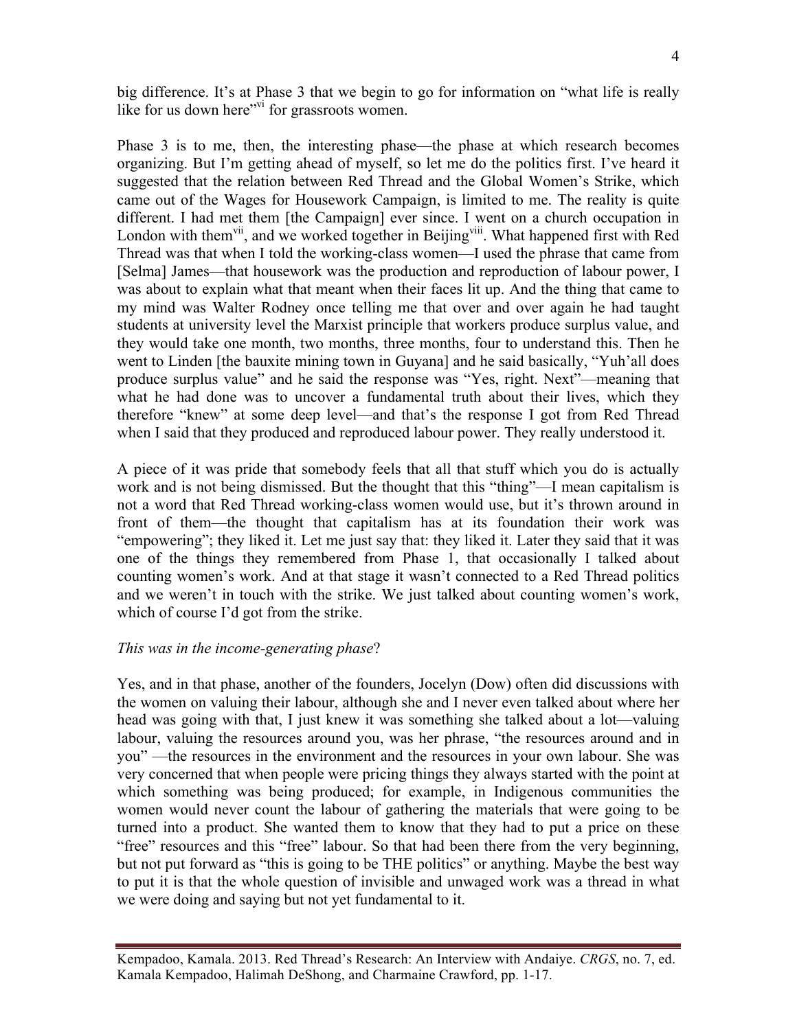big difference. It's at Phase 3 that we begin to go for information on "what life is really like for us down here"[vi] for grassroots women.

Phase 3 is to me, then, the interesting phase—the phase at which research becomes organizing. But I'm getting ahead of myself, so let me do the politics first. I've heard it suggested that the relation between Red Thread and the Global Women's Strike, which came out of the Wages for Housework Campaign, is limited to me. The reality is quite different. I had met them [the Campaign] ever since. I went on a church occupation in London with them[vii], and we worked together in Beijing[viii]. What happened first with Red Thread was that when I told the working-class women—I used the phrase that came from [Selma] James—that housework was the production and reproduction of labour power, I was about to explain what that meant when their faces lit up. And the thing that came to my mind was Walter Rodney once telling me that over and over again he had taught students at university level the Marxist principle that workers produce surplus value, and they would take one month, two months, three months, four to understand this. Then he went to Linden [the bauxite mining town in Guyana] and he said basically, "Yuh'all does produce surplus value" and he said the response was "Yes, right. Next"—meaning that what he had done was to uncover a fundamental truth about their lives, which they therefore "knew" at some deep level—and that's the response I got from Red Thread when I said that they produced and reproduced labour power. They really understood it.

A piece of it was pride that somebody feels that all that stuff which you do is actually work and is not being dismissed. But the thought that this "thing"—I mean capitalism is not a word that Red Thread working-class women would use, but it's thrown around in front of them—the thought that capitalism has at its foundation their work was "empowering"; they liked it. Let me just say that: they liked it. Later they said that it was one of the things they remembered from Phase 1, that occasionally I talked about counting women's work. And at that stage it wasn't connected to a Red Thread politics and we weren't in touch with the strike. We just talked about counting women's work, which of course I'd got from the strike.

*This was in the income-generating phase*?

Yes, and in that phase, another of the founders, Jocelyn (Dow) often did discussions with the women on valuing their labour, although she and I never even talked about where her head was going with that, I just knew it was something she talked about a lot—valuing labour, valuing the resources around you, was her phrase, "the resources around and in you" —the resources in the environment and the resources in your own labour. She was very concerned that when people were pricing things they always started with the point at which something was being produced; for example, in Indigenous communities the women would never count the labour of gathering the materials that were going to be turned into a product. She wanted them to know that they had to put a price on these "free" resources and this "free" labour. So that had been there from the very beginning, but not put forward as "this is going to be THE politics" or anything. Maybe the best way to put it is that the whole question of invisible and unwaged work was a thread in what we were doing and saying but not yet fundamental to it.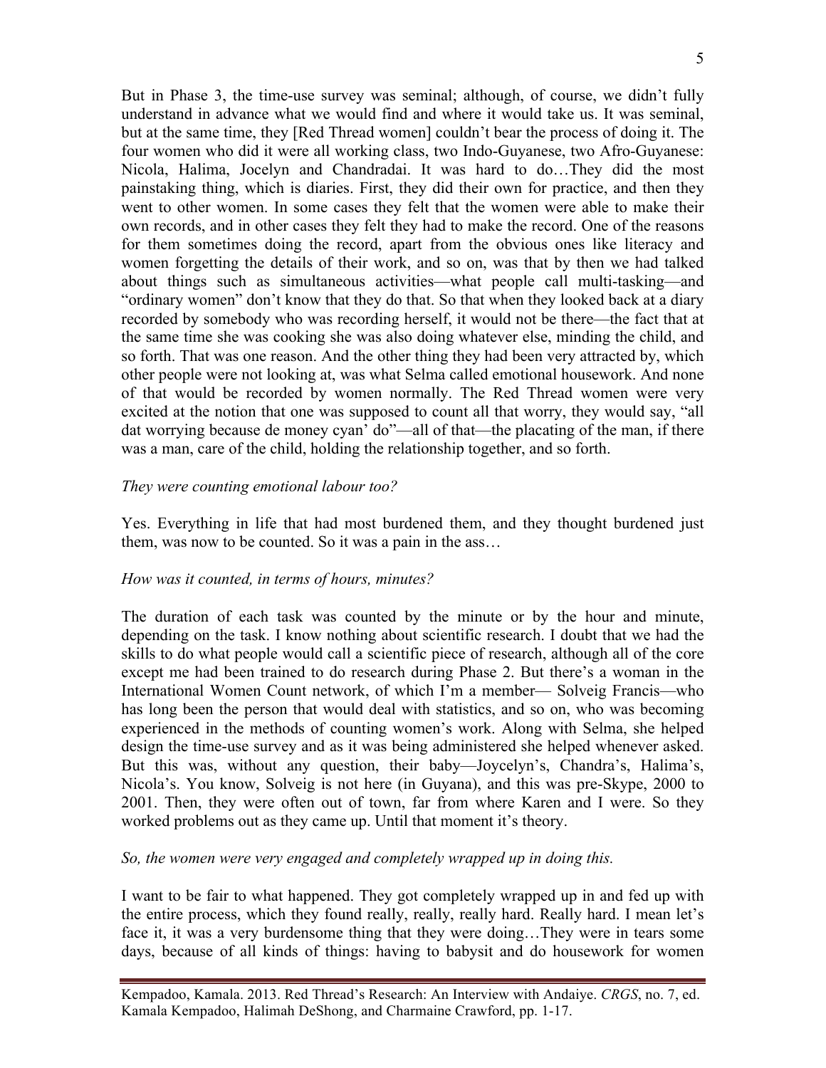But in Phase 3, the time-use survey was seminal; although, of course, we didn't fully understand in advance what we would find and where it would take us. It was seminal, but at the same time, they [Red Thread women] couldn't bear the process of doing it. The four women who did it were all working class, two Indo-Guyanese, two Afro-Guyanese: Nicola, Halima, Jocelyn and Chandradai. It was hard to do…They did the most painstaking thing, which is diaries. First, they did their own for practice, and then they went to other women. In some cases they felt that the women were able to make their own records, and in other cases they felt they had to make the record. One of the reasons for them sometimes doing the record, apart from the obvious ones like literacy and women forgetting the details of their work, and so on, was that by then we had talked about things such as simultaneous activities—what people call multi-tasking—and "ordinary women" don't know that they do that. So that when they looked back at a diary recorded by somebody who was recording herself, it would not be there—the fact that at the same time she was cooking she was also doing whatever else, minding the child, and so forth. That was one reason. And the other thing they had been very attracted by, which other people were not looking at, was what Selma called emotional housework. And none of that would be recorded by women normally. The Red Thread women were very excited at the notion that one was supposed to count all that worry, they would say, "all dat worrying because de money cyan' do"—all of that—the placating of the man, if there was a man, care of the child, holding the relationship together, and so forth.

*They were counting emotional labour too?*

Yes. Everything in life that had most burdened them, and they thought burdened just them, was now to be counted. So it was a pain in the ass…

*How was it counted, in terms of hours, minutes?*

The duration of each task was counted by the minute or by the hour and minute, depending on the task. I know nothing about scientific research. I doubt that we had the skills to do what people would call a scientific piece of research, although all of the core except me had been trained to do research during Phase 2. But there's a woman in the International Women Count network, of which I'm a member— Solveig Francis—who has long been the person that would deal with statistics, and so on, who was becoming experienced in the methods of counting women's work. Along with Selma, she helped design the time-use survey and as it was being administered she helped whenever asked. But this was, without any question, their baby—Joycelyn's, Chandra's, Halima's, Nicola's. You know, Solveig is not here (in Guyana), and this was pre-Skype, 2000 to 2001. Then, they were often out of town, far from where Karen and I were. So they worked problems out as they came up. Until that moment it's theory.

*So, the women were very engaged and completely wrapped up in doing this.*

I want to be fair to what happened. They got completely wrapped up in and fed up with the entire process, which they found really, really, really hard. Really hard. I mean let's face it, it was a very burdensome thing that they were doing…They were in tears some days, because of all kinds of things: having to babysit and do housework for women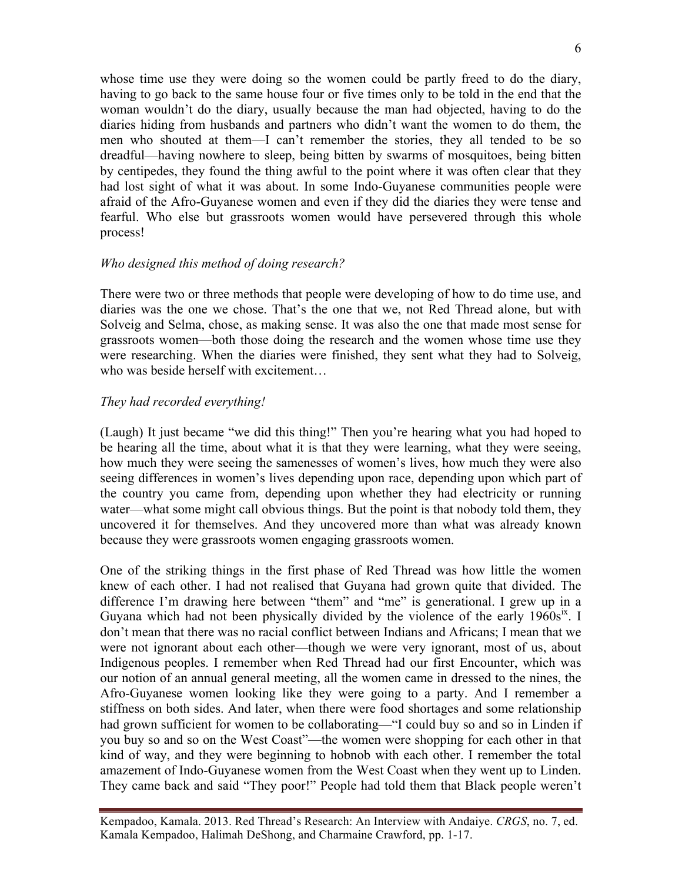whose time use they were doing so the women could be partly freed to do the diary, having to go back to the same house four or five times only to be told in the end that the woman wouldn't do the diary, usually because the man had objected, having to do the diaries hiding from husbands and partners who didn't want the women to do them, the men who shouted at them—I can't remember the stories, they all tended to be so dreadful—having nowhere to sleep, being bitten by swarms of mosquitoes, being bitten by centipedes, they found the thing awful to the point where it was often clear that they had lost sight of what it was about. In some Indo-Guyanese communities people were afraid of the Afro-Guyanese women and even if they did the diaries they were tense and fearful. Who else but grassroots women would have persevered through this whole process!

*Who designed this method of doing research?*

There were two or three methods that people were developing of how to do time use, and diaries was the one we chose. That's the one that we, not Red Thread alone, but with Solveig and Selma, chose, as making sense. It was also the one that made most sense for grassroots women—both those doing the research and the women whose time use they were researching. When the diaries were finished, they sent what they had to Solveig, who was beside herself with excitement…

*They had recorded everything!*

(Laugh) It just became "we did this thing!" Then you're hearing what you had hoped to be hearing all the time, about what it is that they were learning, what they were seeing, how much they were seeing the samenesses of women's lives, how much they were also seeing differences in women's lives depending upon race, depending upon which part of the country you came from, depending upon whether they had electricity or running water—what some might call obvious things. But the point is that nobody told them, they uncovered it for themselves. And they uncovered more than what was already known because they were grassroots women engaging grassroots women.

One of the striking things in the first phase of Red Thread was how little the women knew of each other. I had not realised that Guyana had grown quite that divided. The difference I'm drawing here between "them" and "me" is generational. I grew up in a Guyana which had not been physically divided by the violence of the early 1960s[ix]. I don't mean that there was no racial conflict between Indians and Africans; I mean that we were not ignorant about each other—though we were very ignorant, most of us, about Indigenous peoples. I remember when Red Thread had our first Encounter, which was our notion of an annual general meeting, all the women came in dressed to the nines, the Afro-Guyanese women looking like they were going to a party. And I remember a stiffness on both sides. And later, when there were food shortages and some relationship had grown sufficient for women to be collaborating—"I could buy so and so in Linden if you buy so and so on the West Coast"—the women were shopping for each other in that kind of way, and they were beginning to hobnob with each other. I remember the total amazement of Indo-Guyanese women from the West Coast when they went up to Linden. They came back and said "They poor!" People had told them that Black people weren't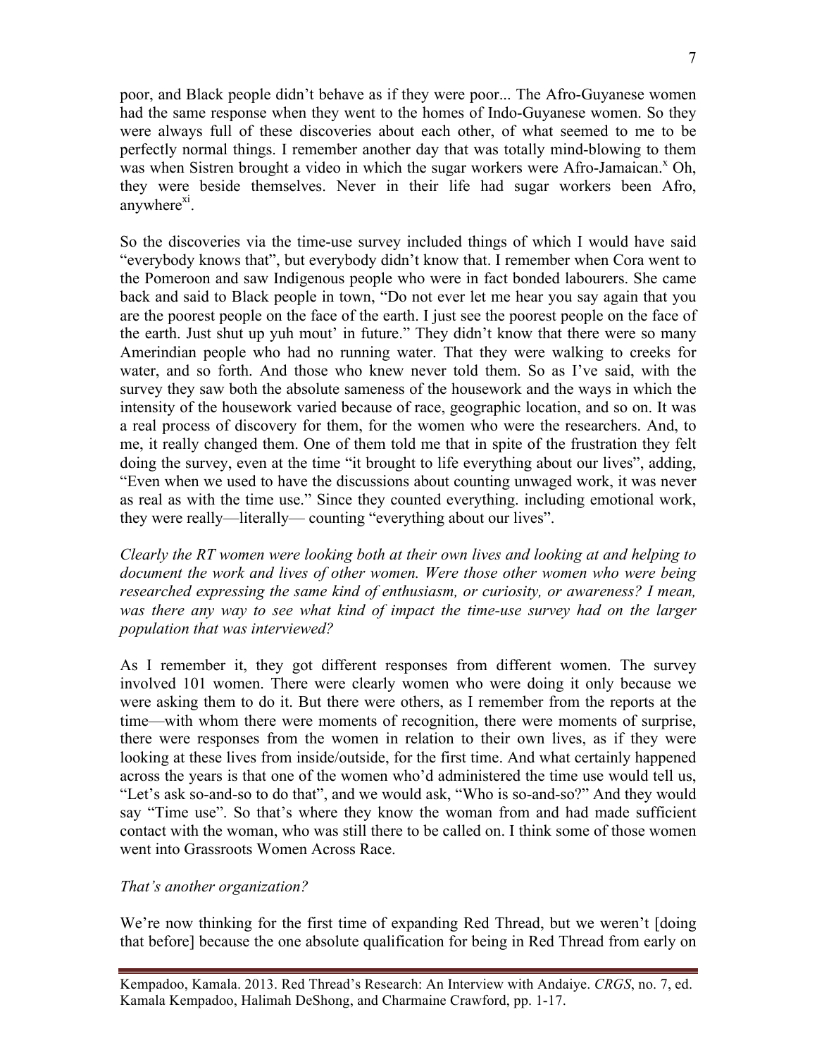poor, and Black people didn't behave as if they were poor... The Afro-Guyanese women had the same response when they went to the homes of Indo-Guyanese women. So they were always full of these discoveries about each other, of what seemed to me to be perfectly normal things. I remember another day that was totally mind-blowing to them was when Sistren brought a video in which the sugar workers were Afro-Jamaican.[x] Oh, they were beside themselves. Never in their life had sugar workers been Afro, anywhere[xi].

So the discoveries via the time-use survey included things of which I would have said "everybody knows that", but everybody didn't know that. I remember when Cora went to the Pomeroon and saw Indigenous people who were in fact bonded labourers. She came back and said to Black people in town, "Do not ever let me hear you say again that you are the poorest people on the face of the earth. I just see the poorest people on the face of the earth. Just shut up yuh mout' in future." They didn't know that there were so many Amerindian people who had no running water. That they were walking to creeks for water, and so forth. And those who knew never told them. So as I've said, with the survey they saw both the absolute sameness of the housework and the ways in which the intensity of the housework varied because of race, geographic location, and so on. It was a real process of discovery for them, for the women who were the researchers. And, to me, it really changed them. One of them told me that in spite of the frustration they felt doing the survey, even at the time "it brought to life everything about our lives", adding, "Even when we used to have the discussions about counting unwaged work, it was never as real as with the time use." Since they counted everything. including emotional work, they were really—literally— counting "everything about our lives".

*Clearly the RT women were looking both at their own lives and looking at and helping to document the work and lives of other women. Were those other women who were being researched expressing the same kind of enthusiasm, or curiosity, or awareness? I mean, was there any way to see what kind of impact the time-use survey had on the larger population that was interviewed?*

As I remember it, they got different responses from different women. The survey involved 101 women. There were clearly women who were doing it only because we were asking them to do it. But there were others, as I remember from the reports at the time—with whom there were moments of recognition, there were moments of surprise, there were responses from the women in relation to their own lives, as if they were looking at these lives from inside/outside, for the first time. And what certainly happened across the years is that one of the women who'd administered the time use would tell us, "Let's ask so-and-so to do that", and we would ask, "Who is so-and-so?" And they would say "Time use". So that's where they know the woman from and had made sufficient contact with the woman, who was still there to be called on. I think some of those women went into Grassroots Women Across Race.

*That's another organization?*

We're now thinking for the first time of expanding Red Thread, but we weren't [doing that before] because the one absolute qualification for being in Red Thread from early on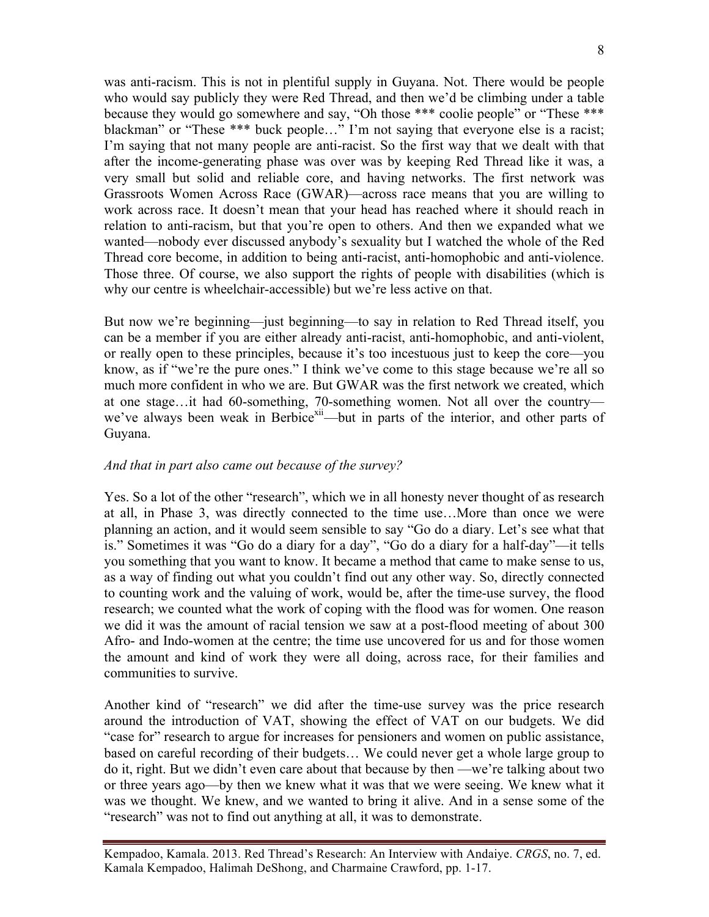was anti-racism. This is not in plentiful supply in Guyana. Not. There would be people who would say publicly they were Red Thread, and then we'd be climbing under a table because they would go somewhere and say, "Oh those *** coolie people" or "These *** blackman" or "These *** buck people…" I'm not saying that everyone else is a racist; I'm saying that not many people are anti-racist. So the first way that we dealt with that after the income-generating phase was over was by keeping Red Thread like it was, a very small but solid and reliable core, and having networks. The first network was Grassroots Women Across Race (GWAR)—across race means that you are willing to work across race. It doesn't mean that your head has reached where it should reach in relation to anti-racism, but that you're open to others. And then we expanded what we wanted—nobody ever discussed anybody's sexuality but I watched the whole of the Red Thread core become, in addition to being anti-racist, anti-homophobic and anti-violence. Those three. Of course, we also support the rights of people with disabilities (which is why our centre is wheelchair-accessible) but we're less active on that.

But now we're beginning—just beginning—to say in relation to Red Thread itself, you can be a member if you are either already anti-racist, anti-homophobic, and anti-violent, or really open to these principles, because it's too incestuous just to keep the core—you know, as if "we're the pure ones." I think we've come to this stage because we're all so much more confident in who we are. But GWAR was the first network we created, which at one stage…it had 60-something, 70-something women. Not all over the country—we've always been weak in Berbice[xii]—but in parts of the interior, and other parts of Guyana.

*And that in part also came out because of the survey?*

Yes. So a lot of the other "research", which we in all honesty never thought of as research at all, in Phase 3, was directly connected to the time use…More than once we were planning an action, and it would seem sensible to say "Go do a diary. Let's see what that is." Sometimes it was "Go do a diary for a day", "Go do a diary for a half-day"—it tells you something that you want to know. It became a method that came to make sense to us, as a way of finding out what you couldn't find out any other way. So, directly connected to counting work and the valuing of work, would be, after the time-use survey, the flood research; we counted what the work of coping with the flood was for women. One reason we did it was the amount of racial tension we saw at a post-flood meeting of about 300 Afro- and Indo-women at the centre; the time use uncovered for us and for those women the amount and kind of work they were all doing, across race, for their families and communities to survive.

Another kind of "research" we did after the time-use survey was the price research around the introduction of VAT, showing the effect of VAT on our budgets. We did "case for" research to argue for increases for pensioners and women on public assistance, based on careful recording of their budgets… We could never get a whole large group to do it, right. But we didn't even care about that because by then —we're talking about two or three years ago—by then we knew what it was that we were seeing. We knew what it was we thought. We knew, and we wanted to bring it alive. And in a sense some of the "research" was not to find out anything at all, it was to demonstrate.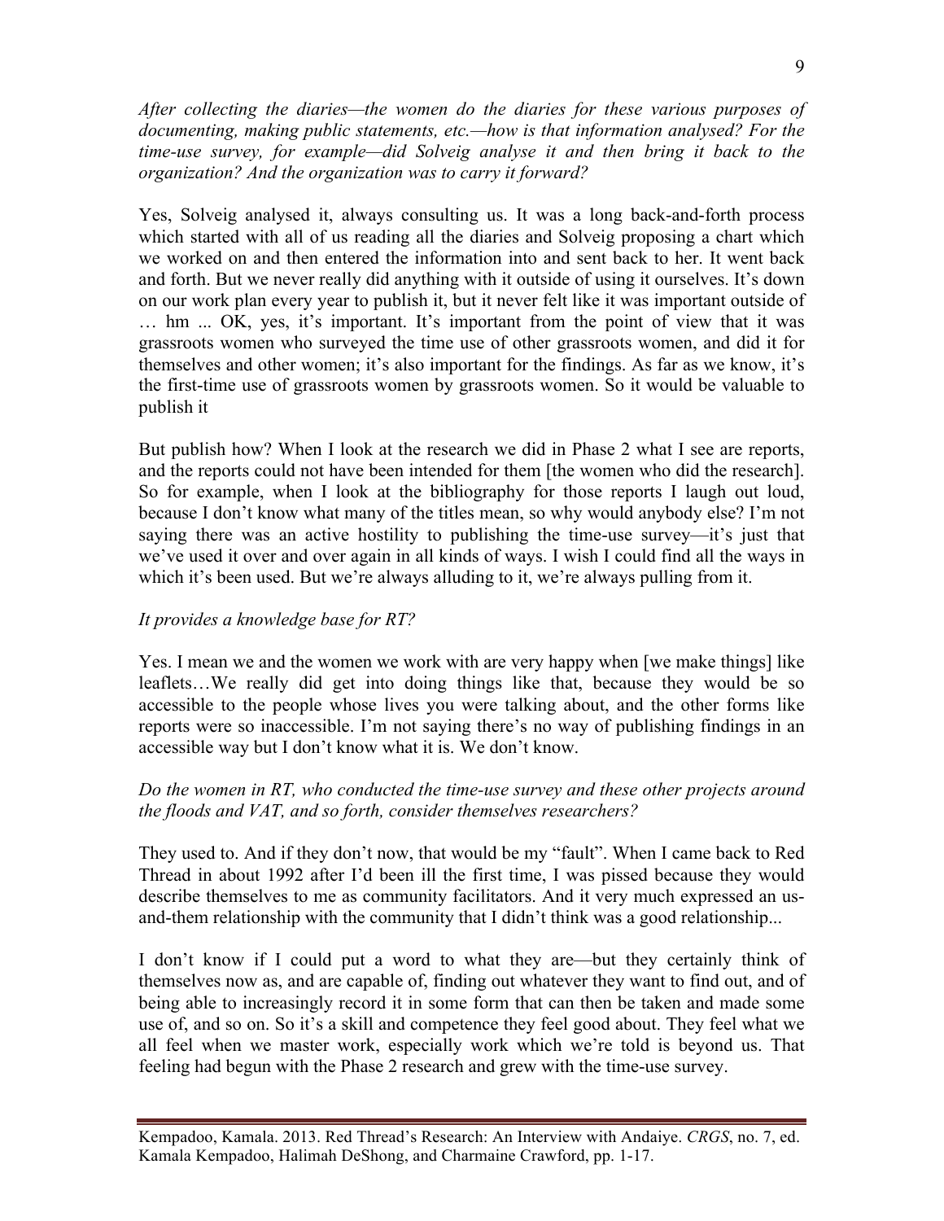*After collecting the diaries—the women do the diaries for these various purposes of documenting, making public statements, etc.—how is that information analysed? For the time-use survey, for example—did Solveig analyse it and then bring it back to the organization? And the organization was to carry it forward?*

Yes, Solveig analysed it, always consulting us. It was a long back-and-forth process which started with all of us reading all the diaries and Solveig proposing a chart which we worked on and then entered the information into and sent back to her. It went back and forth. But we never really did anything with it outside of using it ourselves. It's down on our work plan every year to publish it, but it never felt like it was important outside of … hm ... OK, yes, it's important. It's important from the point of view that it was grassroots women who surveyed the time use of other grassroots women, and did it for themselves and other women; it's also important for the findings. As far as we know, it's the first-time use of grassroots women by grassroots women. So it would be valuable to publish it

But publish how? When I look at the research we did in Phase 2 what I see are reports, and the reports could not have been intended for them [the women who did the research]. So for example, when I look at the bibliography for those reports I laugh out loud, because I don't know what many of the titles mean, so why would anybody else? I'm not saying there was an active hostility to publishing the time-use survey—it's just that we've used it over and over again in all kinds of ways. I wish I could find all the ways in which it's been used. But we're always alluding to it, we're always pulling from it.

*It provides a knowledge base for RT?*

Yes. I mean we and the women we work with are very happy when [we make things] like leaflets…We really did get into doing things like that, because they would be so accessible to the people whose lives you were talking about, and the other forms like reports were so inaccessible. I'm not saying there's no way of publishing findings in an accessible way but I don't know what it is. We don't know.

*Do the women in RT, who conducted the time-use survey and these other projects around the floods and VAT, and so forth, consider themselves researchers?*

They used to. And if they don't now, that would be my "fault". When I came back to Red Thread in about 1992 after I'd been ill the first time, I was pissed because they would describe themselves to me as community facilitators. And it very much expressed an us-and-them relationship with the community that I didn't think was a good relationship...

I don't know if I could put a word to what they are—but they certainly think of themselves now as, and are capable of, finding out whatever they want to find out, and of being able to increasingly record it in some form that can then be taken and made some use of, and so on. So it's a skill and competence they feel good about. They feel what we all feel when we master work, especially work which we're told is beyond us. That feeling had begun with the Phase 2 research and grew with the time-use survey.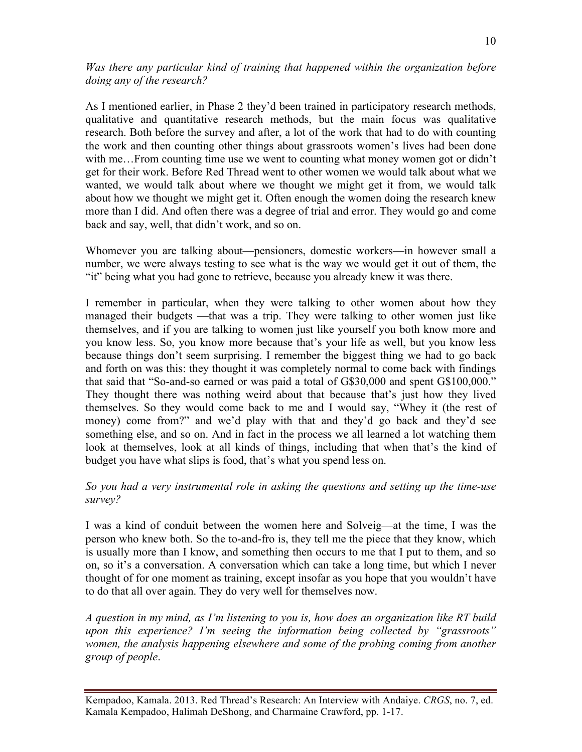*Was there any particular kind of training that happened within the organization before doing any of the research?*

As I mentioned earlier, in Phase 2 they'd been trained in participatory research methods, qualitative and quantitative research methods, but the main focus was qualitative research. Both before the survey and after, a lot of the work that had to do with counting the work and then counting other things about grassroots women's lives had been done with me…From counting time use we went to counting what money women got or didn't get for their work. Before Red Thread went to other women we would talk about what we wanted, we would talk about where we thought we might get it from, we would talk about how we thought we might get it. Often enough the women doing the research knew more than I did. And often there was a degree of trial and error. They would go and come back and say, well, that didn't work, and so on.

Whomever you are talking about—pensioners, domestic workers—in however small a number, we were always testing to see what is the way we would get it out of them, the "it" being what you had gone to retrieve, because you already knew it was there.

I remember in particular, when they were talking to other women about how they managed their budgets —that was a trip. They were talking to other women just like themselves, and if you are talking to women just like yourself you both know more and you know less. So, you know more because that's your life as well, but you know less because things don't seem surprising. I remember the biggest thing we had to go back and forth on was this: they thought it was completely normal to come back with findings that said that "So-and-so earned or was paid a total of G$30,000 and spent G$100,000." They thought there was nothing weird about that because that's just how they lived themselves. So they would come back to me and I would say, "Whey it (the rest of money) come from?" and we'd play with that and they'd go back and they'd see something else, and so on. And in fact in the process we all learned a lot watching them look at themselves, look at all kinds of things, including that when that's the kind of budget you have what slips is food, that's what you spend less on.

*So you had a very instrumental role in asking the questions and setting up the time-use survey?*

I was a kind of conduit between the women here and Solveig—at the time, I was the person who knew both. So the to-and-fro is, they tell me the piece that they know, which is usually more than I know, and something then occurs to me that I put to them, and so on, so it's a conversation. A conversation which can take a long time, but which I never thought of for one moment as training, except insofar as you hope that you wouldn't have to do that all over again. They do very well for themselves now.

*A question in my mind, as I'm listening to you is, how does an organization like RT build upon this experience? I'm seeing the information being collected by "grassroots" women, the analysis happening elsewhere and some of the probing coming from another group of people.*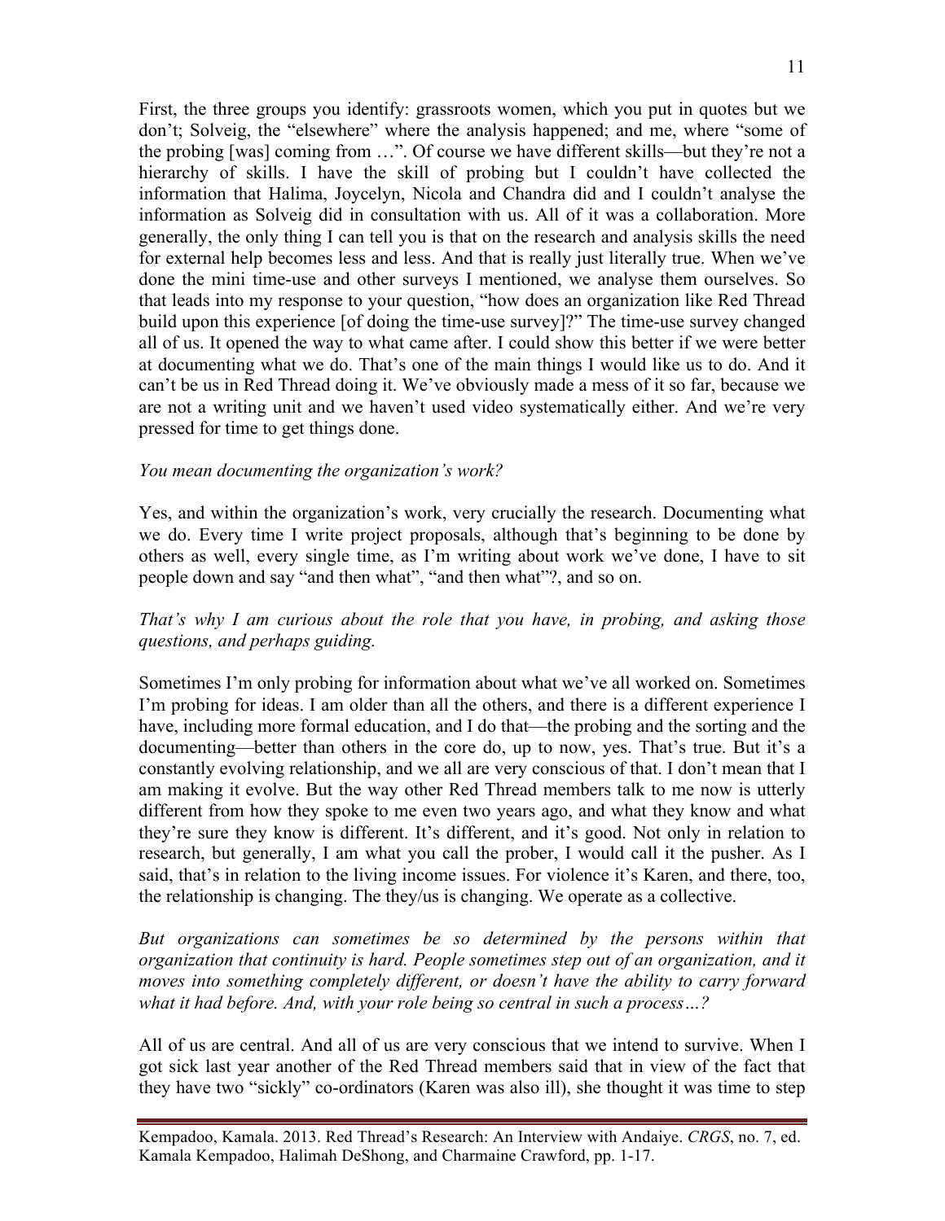First, the three groups you identify: grassroots women, which you put in quotes but we don't; Solveig, the "elsewhere" where the analysis happened; and me, where "some of the probing [was] coming from …". Of course we have different skills—but they're not a hierarchy of skills. I have the skill of probing but I couldn't have collected the information that Halima, Joycelyn, Nicola and Chandra did and I couldn't analyse the information as Solveig did in consultation with us. All of it was a collaboration. More generally, the only thing I can tell you is that on the research and analysis skills the need for external help becomes less and less. And that is really just literally true. When we've done the mini time-use and other surveys I mentioned, we analyse them ourselves. So that leads into my response to your question, "how does an organization like Red Thread build upon this experience [of doing the time-use survey]?" The time-use survey changed all of us. It opened the way to what came after. I could show this better if we were better at documenting what we do. That's one of the main things I would like us to do. And it can't be us in Red Thread doing it. We've obviously made a mess of it so far, because we are not a writing unit and we haven't used video systematically either. And we're very pressed for time to get things done.

*You mean documenting the organization's work?*

Yes, and within the organization's work, very crucially the research. Documenting what we do. Every time I write project proposals, although that's beginning to be done by others as well, every single time, as I'm writing about work we've done, I have to sit people down and say "and then what", "and then what"?, and so on.

*That's why I am curious about the role that you have, in probing, and asking those questions, and perhaps guiding.*

Sometimes I'm only probing for information about what we've all worked on. Sometimes I'm probing for ideas. I am older than all the others, and there is a different experience I have, including more formal education, and I do that—the probing and the sorting and the documenting—better than others in the core do, up to now, yes. That's true. But it's a constantly evolving relationship, and we all are very conscious of that. I don't mean that I am making it evolve. But the way other Red Thread members talk to me now is utterly different from how they spoke to me even two years ago, and what they know and what they're sure they know is different. It's different, and it's good. Not only in relation to research, but generally, I am what you call the prober, I would call it the pusher. As I said, that's in relation to the living income issues. For violence it's Karen, and there, too, the relationship is changing. The they/us is changing. We operate as a collective.

*But organizations can sometimes be so determined by the persons within that organization that continuity is hard. People sometimes step out of an organization, and it moves into something completely different, or doesn't have the ability to carry forward what it had before. And, with your role being so central in such a process…?*

All of us are central. And all of us are very conscious that we intend to survive. When I got sick last year another of the Red Thread members said that in view of the fact that they have two "sickly" co-ordinators (Karen was also ill), she thought it was time to step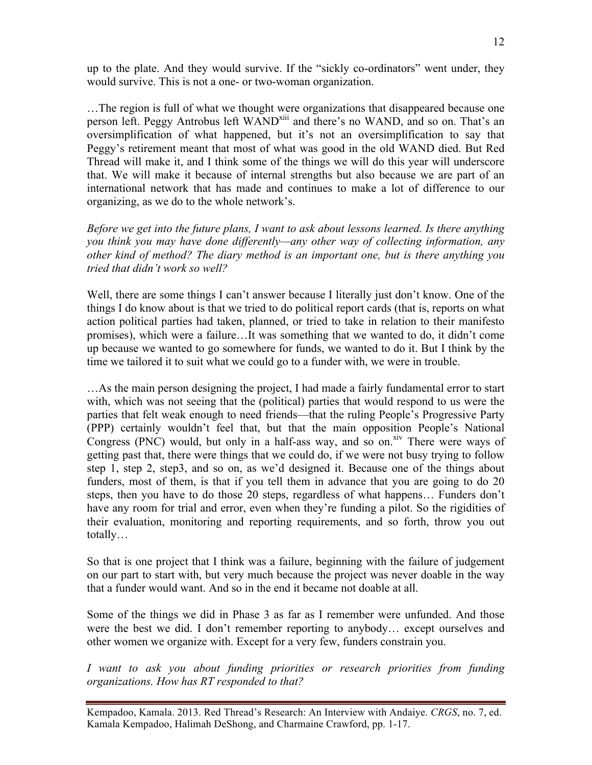up to the plate. And they would survive. If the "sickly co-ordinators" went under, they would survive. This is not a one- or two-woman organization.

…The region is full of what we thought were organizations that disappeared because one person left. Peggy Antrobus left WAND[xiii] and there's no WAND, and so on. That's an oversimplification of what happened, but it's not an oversimplification to say that Peggy's retirement meant that most of what was good in the old WAND died. But Red Thread will make it, and I think some of the things we will do this year will underscore that. We will make it because of internal strengths but also because we are part of an international network that has made and continues to make a lot of difference to our organizing, as we do to the whole network's.

*Before we get into the future plans, I want to ask about lessons learned. Is there anything you think you may have done differently—any other way of collecting information, any other kind of method? The diary method is an important one, but is there anything you tried that didn't work so well?*

Well, there are some things I can't answer because I literally just don't know. One of the things I do know about is that we tried to do political report cards (that is, reports on what action political parties had taken, planned, or tried to take in relation to their manifesto promises), which were a failure…It was something that we wanted to do, it didn't come up because we wanted to go somewhere for funds, we wanted to do it. But I think by the time we tailored it to suit what we could go to a funder with, we were in trouble.

…As the main person designing the project, I had made a fairly fundamental error to start with, which was not seeing that the (political) parties that would respond to us were the parties that felt weak enough to need friends—that the ruling People's Progressive Party (PPP) certainly wouldn't feel that, but that the main opposition People's National Congress (PNC) would, but only in a half-ass way, and so on.[xiv] There were ways of getting past that, there were things that we could do, if we were not busy trying to follow step 1, step 2, step3, and so on, as we'd designed it. Because one of the things about funders, most of them, is that if you tell them in advance that you are going to do 20 steps, then you have to do those 20 steps, regardless of what happens… Funders don't have any room for trial and error, even when they're funding a pilot. So the rigidities of their evaluation, monitoring and reporting requirements, and so forth, throw you out totally…

So that is one project that I think was a failure, beginning with the failure of judgement on our part to start with, but very much because the project was never doable in the way that a funder would want. And so in the end it became not doable at all.

Some of the things we did in Phase 3 as far as I remember were unfunded. And those were the best we did. I don't remember reporting to anybody… except ourselves and other women we organize with. Except for a very few, funders constrain you.

*I want to ask you about funding priorities or research priorities from funding organizations. How has RT responded to that?*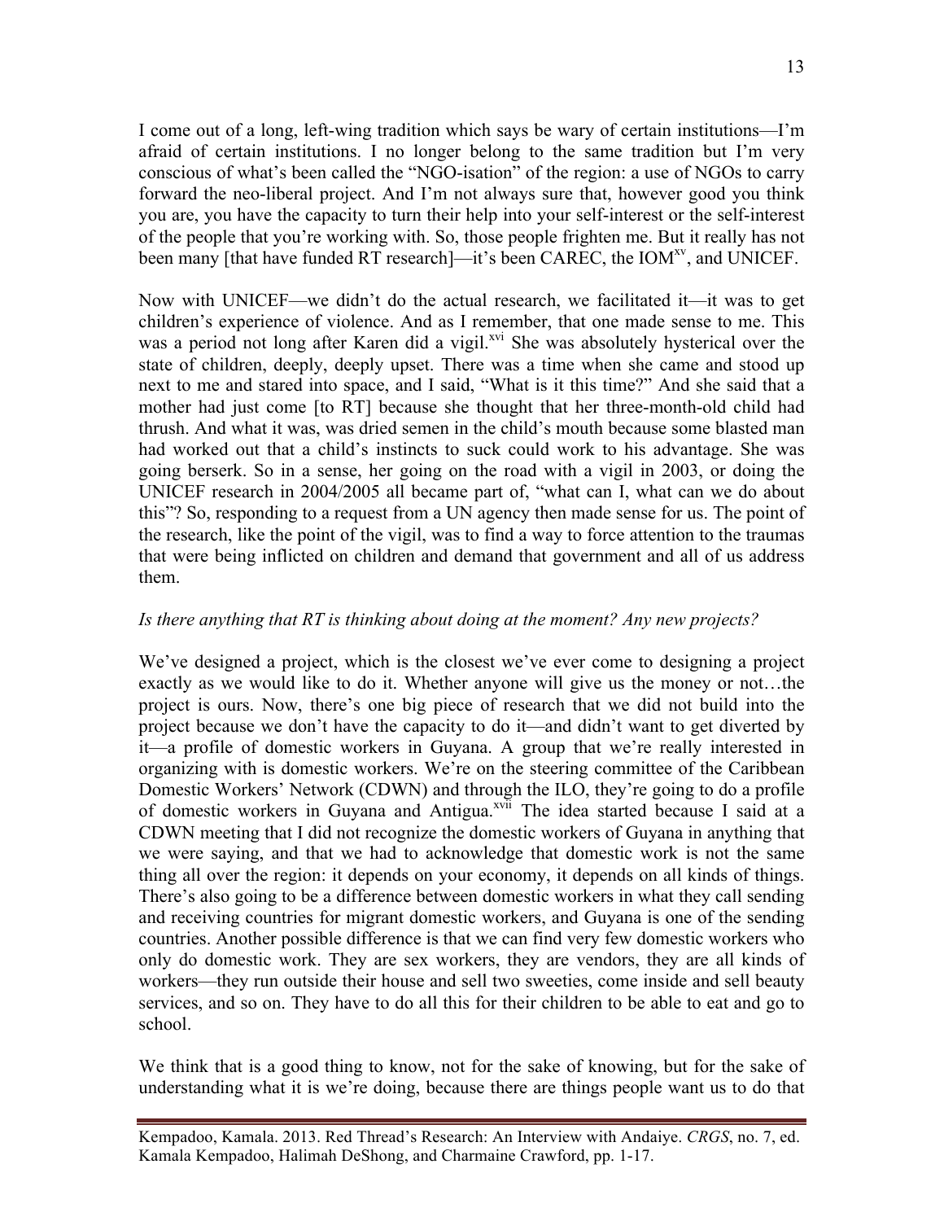I come out of a long, left-wing tradition which says be wary of certain institutions—I'm afraid of certain institutions. I no longer belong to the same tradition but I'm very conscious of what's been called the "NGO-isation" of the region: a use of NGOs to carry forward the neo-liberal project. And I'm not always sure that, however good you think you are, you have the capacity to turn their help into your self-interest or the self-interest of the people that you're working with. So, those people frighten me. But it really has not been many [that have funded RT research]—it's been CAREC, the IOM[xv], and UNICEF.

Now with UNICEF—we didn't do the actual research, we facilitated it—it was to get children's experience of violence. And as I remember, that one made sense to me. This was a period not long after Karen did a vigil.[xvi] She was absolutely hysterical over the state of children, deeply, deeply upset. There was a time when she came and stood up next to me and stared into space, and I said, "What is it this time?" And she said that a mother had just come [to RT] because she thought that her three-month-old child had thrush. And what it was, was dried semen in the child's mouth because some blasted man had worked out that a child's instincts to suck could work to his advantage. She was going berserk. So in a sense, her going on the road with a vigil in 2003, or doing the UNICEF research in 2004/2005 all became part of, "what can I, what can we do about this"? So, responding to a request from a UN agency then made sense for us. The point of the research, like the point of the vigil, was to find a way to force attention to the traumas that were being inflicted on children and demand that government and all of us address them.

*Is there anything that RT is thinking about doing at the moment? Any new projects?*

We've designed a project, which is the closest we've ever come to designing a project exactly as we would like to do it. Whether anyone will give us the money or not…the project is ours. Now, there's one big piece of research that we did not build into the project because we don't have the capacity to do it—and didn't want to get diverted by it—a profile of domestic workers in Guyana. A group that we're really interested in organizing with is domestic workers. We're on the steering committee of the Caribbean Domestic Workers' Network (CDWN) and through the ILO, they're going to do a profile of domestic workers in Guyana and Antigua.[xvii] The idea started because I said at a CDWN meeting that I did not recognize the domestic workers of Guyana in anything that we were saying, and that we had to acknowledge that domestic work is not the same thing all over the region: it depends on your economy, it depends on all kinds of things. There's also going to be a difference between domestic workers in what they call sending and receiving countries for migrant domestic workers, and Guyana is one of the sending countries. Another possible difference is that we can find very few domestic workers who only do domestic work. They are sex workers, they are vendors, they are all kinds of workers—they run outside their house and sell two sweeties, come inside and sell beauty services, and so on. They have to do all this for their children to be able to eat and go to school.

We think that is a good thing to know, not for the sake of knowing, but for the sake of understanding what it is we're doing, because there are things people want us to do that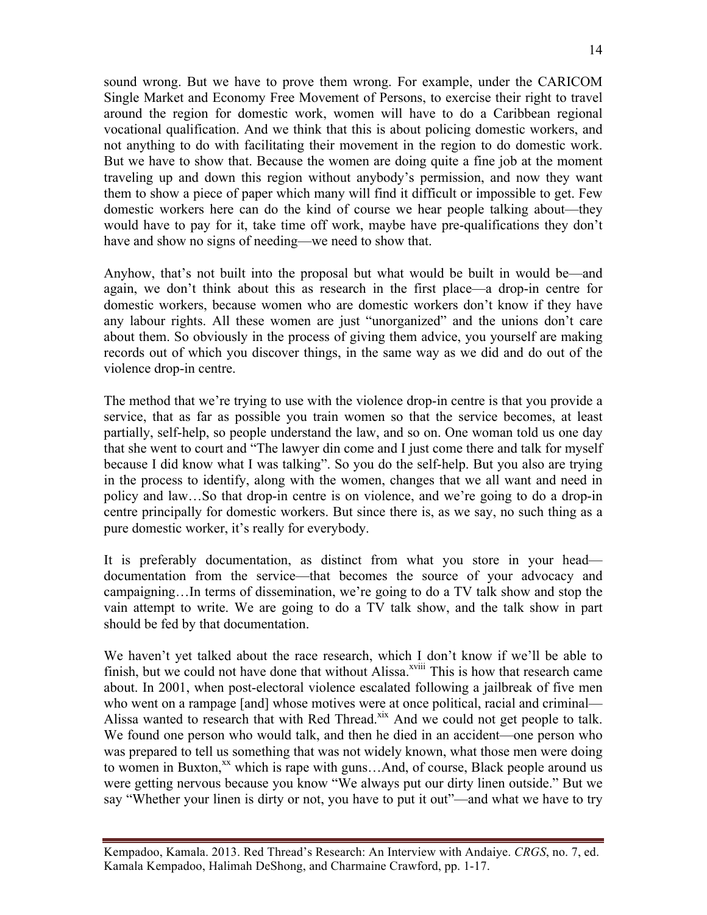sound wrong. But we have to prove them wrong. For example, under the CARICOM Single Market and Economy Free Movement of Persons, to exercise their right to travel around the region for domestic work, women will have to do a Caribbean regional vocational qualification. And we think that this is about policing domestic workers, and not anything to do with facilitating their movement in the region to do domestic work. But we have to show that. Because the women are doing quite a fine job at the moment traveling up and down this region without anybody's permission, and now they want them to show a piece of paper which many will find it difficult or impossible to get. Few domestic workers here can do the kind of course we hear people talking about—they would have to pay for it, take time off work, maybe have pre-qualifications they don't have and show no signs of needing—we need to show that.

Anyhow, that's not built into the proposal but what would be built in would be—and again, we don't think about this as research in the first place—a drop-in centre for domestic workers, because women who are domestic workers don't know if they have any labour rights. All these women are just "unorganized" and the unions don't care about them. So obviously in the process of giving them advice, you yourself are making records out of which you discover things, in the same way as we did and do out of the violence drop-in centre.

The method that we're trying to use with the violence drop-in centre is that you provide a service, that as far as possible you train women so that the service becomes, at least partially, self-help, so people understand the law, and so on. One woman told us one day that she went to court and "The lawyer din come and I just come there and talk for myself because I did know what I was talking". So you do the self-help. But you also are trying in the process to identify, along with the women, changes that we all want and need in policy and law…So that drop-in centre is on violence, and we're going to do a drop-in centre principally for domestic workers. But since there is, as we say, no such thing as a pure domestic worker, it's really for everybody.

It is preferably documentation, as distinct from what you store in your head—documentation from the service—that becomes the source of your advocacy and campaigning…In terms of dissemination, we're going to do a TV talk show and stop the vain attempt to write. We are going to do a TV talk show, and the talk show in part should be fed by that documentation.

We haven't yet talked about the race research, which I don't know if we'll be able to finish, but we could not have done that without Alissa.[xviii] This is how that research came about. In 2001, when post-electoral violence escalated following a jailbreak of five men who went on a rampage [and] whose motives were at once political, racial and criminal—Alissa wanted to research that with Red Thread.[xix] And we could not get people to talk. We found one person who would talk, and then he died in an accident—one person who was prepared to tell us something that was not widely known, what those men were doing to women in Buxton,[xx] which is rape with guns…And, of course, Black people around us were getting nervous because you know "We always put our dirty linen outside." But we say "Whether your linen is dirty or not, you have to put it out"—and what we have to try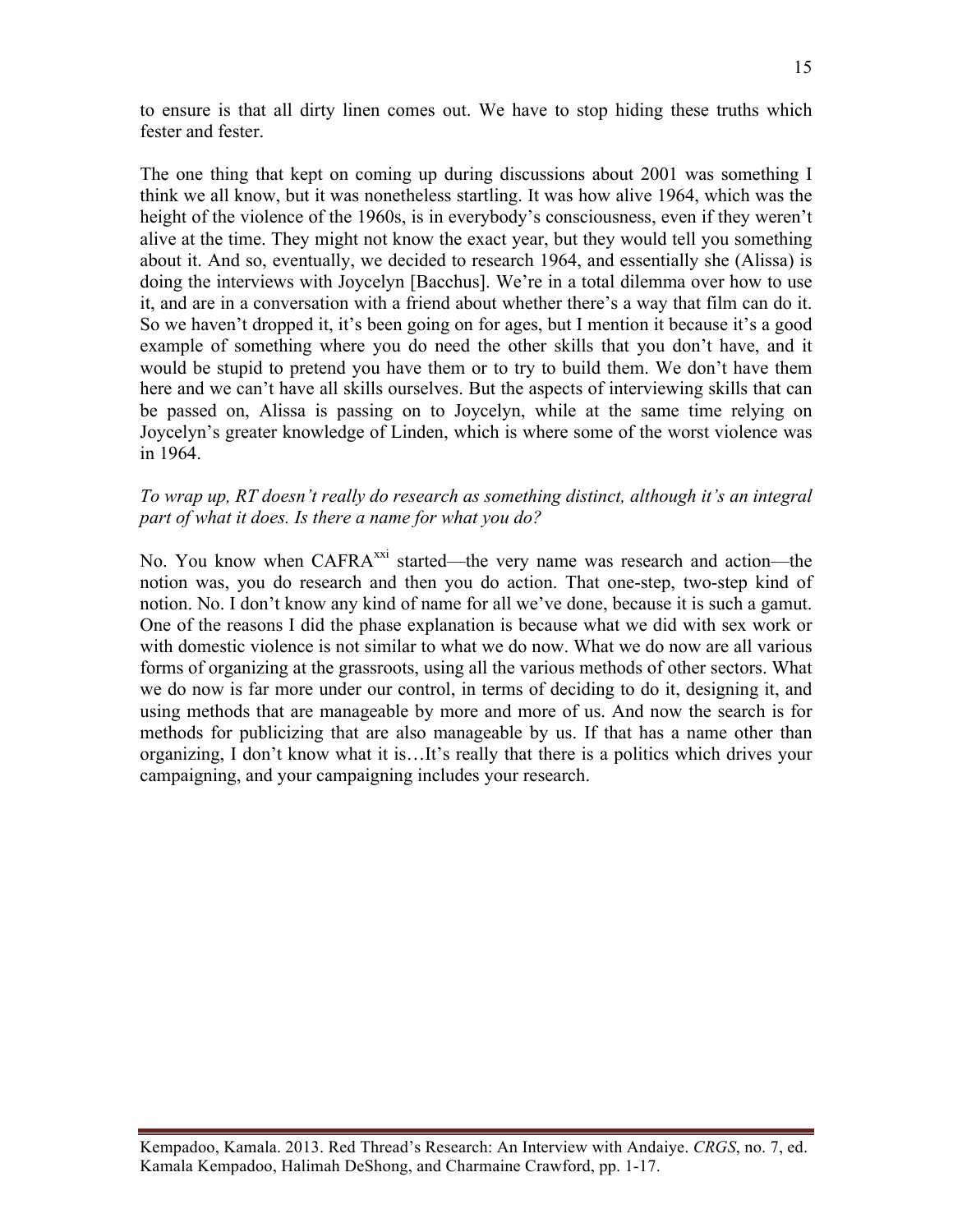to ensure is that all dirty linen comes out. We have to stop hiding these truths which fester and fester.

The one thing that kept on coming up during discussions about 2001 was something I think we all know, but it was nonetheless startling. It was how alive 1964, which was the height of the violence of the 1960s, is in everybody's consciousness, even if they weren't alive at the time. They might not know the exact year, but they would tell you something about it. And so, eventually, we decided to research 1964, and essentially she (Alissa) is doing the interviews with Joycelyn [Bacchus]. We're in a total dilemma over how to use it, and are in a conversation with a friend about whether there's a way that film can do it. So we haven't dropped it, it's been going on for ages, but I mention it because it's a good example of something where you do need the other skills that you don't have, and it would be stupid to pretend you have them or to try to build them. We don't have them here and we can't have all skills ourselves. But the aspects of interviewing skills that can be passed on, Alissa is passing on to Joycelyn, while at the same time relying on Joycelyn's greater knowledge of Linden, which is where some of the worst violence was in 1964.

*To wrap up, RT doesn't really do research as something distinct, although it's an integral part of what it does. Is there a name for what you do?*

No. You know when CAFRA[xxi] started—the very name was research and action—the notion was, you do research and then you do action. That one-step, two-step kind of notion. No. I don't know any kind of name for all we've done, because it is such a gamut. One of the reasons I did the phase explanation is because what we did with sex work or with domestic violence is not similar to what we do now. What we do now are all various forms of organizing at the grassroots, using all the various methods of other sectors. What we do now is far more under our control, in terms of deciding to do it, designing it, and using methods that are manageable by more and more of us. And now the search is for methods for publicizing that are also manageable by us. If that has a name other than organizing, I don't know what it is…It's really that there is a politics which drives your campaigning, and your campaigning includes your research.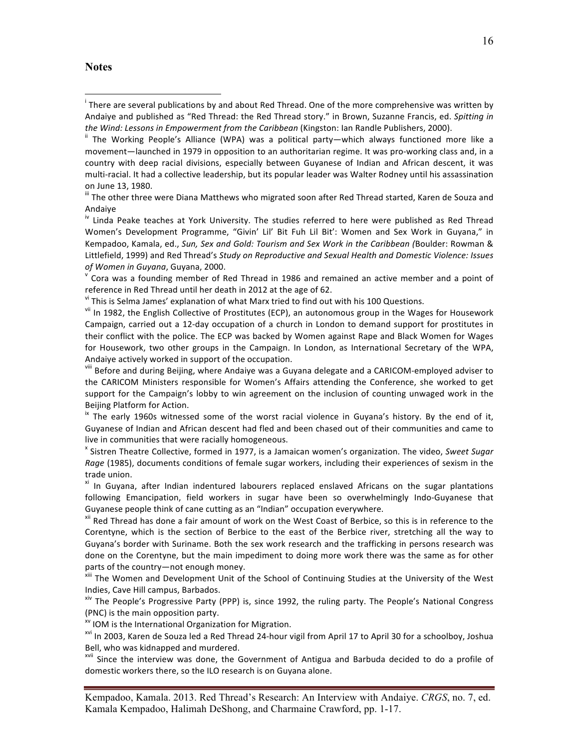**Notes**

[i] There are several publications by and about Red Thread. One of the more comprehensive was written by Andaiye and published as "Red Thread: the Red Thread story." in Brown, Suzanne Francis, ed. *Spitting in the Wind: Lessons in Empowerment from the Caribbean* (Kingston: Ian Randle Publishers, 2000).

[ii] The Working People's Alliance (WPA) was a political party—which always functioned more like a movement—launched in 1979 in opposition to an authoritarian regime. It was pro-working class and, in a country with deep racial divisions, especially between Guyanese of Indian and African descent, it was multi-racial. It had a collective leadership, but its popular leader was Walter Rodney until his assassination on June 13, 1980.

[iii] The other three were Diana Matthews who migrated soon after Red Thread started, Karen de Souza and Andaiye

[iv] Linda Peake teaches at York University. The studies referred to here were published as Red Thread Women's Development Programme, "Givin' Lil' Bit Fuh Lil Bit': Women and Sex Work in Guyana," in Kempadoo, Kamala, ed., *Sun, Sex and Gold: Tourism and Sex Work in the Caribbean (*Boulder: Rowman & Littlefield, 1999) and Red Thread's *Study on Reproductive and Sexual Health and Domestic Violence: Issues of Women in Guyana*, Guyana, 2000.

[v] Cora was a founding member of Red Thread in 1986 and remained an active member and a point of reference in Red Thread until her death in 2012 at the age of 62.

[vi] This is Selma James' explanation of what Marx tried to find out with his 100 Questions.

[vii] In 1982, the English Collective of Prostitutes (ECP), an autonomous group in the Wages for Housework Campaign, carried out a 12-day occupation of a church in London to demand support for prostitutes in their conflict with the police. The ECP was backed by Women against Rape and Black Women for Wages for Housework, two other groups in the Campaign. In London, as International Secretary of the WPA, Andaiye actively worked in support of the occupation.

[viii] Before and during Beijing, where Andaiye was a Guyana delegate and a CARICOM-employed adviser to the CARICOM Ministers responsible for Women's Affairs attending the Conference, she worked to get support for the Campaign's lobby to win agreement on the inclusion of counting unwaged work in the Beijing Platform for Action.

[ix] The early 1960s witnessed some of the worst racial violence in Guyana's history. By the end of it, Guyanese of Indian and African descent had fled and been chased out of their communities and came to live in communities that were racially homogeneous.

[x] Sistren Theatre Collective, formed in 1977, is a Jamaican women's organization. The video, *Sweet Sugar Rage* (1985), documents conditions of female sugar workers, including their experiences of sexism in the trade union.

[xi] In Guyana, after Indian indentured labourers replaced enslaved Africans on the sugar plantations following Emancipation, field workers in sugar have been so overwhelmingly Indo-Guyanese that Guyanese people think of cane cutting as an "Indian" occupation everywhere.

[xii] Red Thread has done a fair amount of work on the West Coast of Berbice, so this is in reference to the Corentyne, which is the section of Berbice to the east of the Berbice river, stretching all the way to Guyana's border with Suriname. Both the sex work research and the trafficking in persons research was done on the Corentyne, but the main impediment to doing more work there was the same as for other parts of the country—not enough money.

[xiii] The Women and Development Unit of the School of Continuing Studies at the University of the West Indies, Cave Hill campus, Barbados.

[xiv] The People's Progressive Party (PPP) is, since 1992, the ruling party. The People's National Congress (PNC) is the main opposition party.

[xv] IOM is the International Organization for Migration.

[xvi] In 2003, Karen de Souza led a Red Thread 24-hour vigil from April 17 to April 30 for a schoolboy, Joshua Bell, who was kidnapped and murdered.

[xvii] Since the interview was done, the Government of Antigua and Barbuda decided to do a profile of domestic workers there, so the ILO research is on Guyana alone.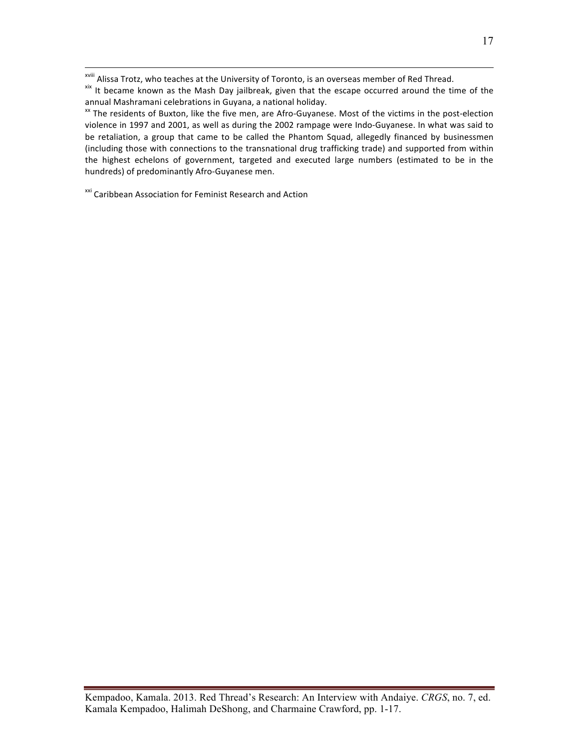[xviii] Alissa Trotz, who teaches at the University of Toronto, is an overseas member of Red Thread.

[xix] It became known as the Mash Day jailbreak, given that the escape occurred around the time of the annual Mashramani celebrations in Guyana, a national holiday.

[xx] The residents of Buxton, like the five men, are Afro-Guyanese. Most of the victims in the post-election violence in 1997 and 2001, as well as during the 2002 rampage were Indo-Guyanese. In what was said to be retaliation, a group that came to be called the Phantom Squad, allegedly financed by businessmen (including those with connections to the transnational drug trafficking trade) and supported from within the highest echelons of government, targeted and executed large numbers (estimated to be in the hundreds) of predominantly Afro-Guyanese men.

[xxi] Caribbean Association for Feminist Research and Action